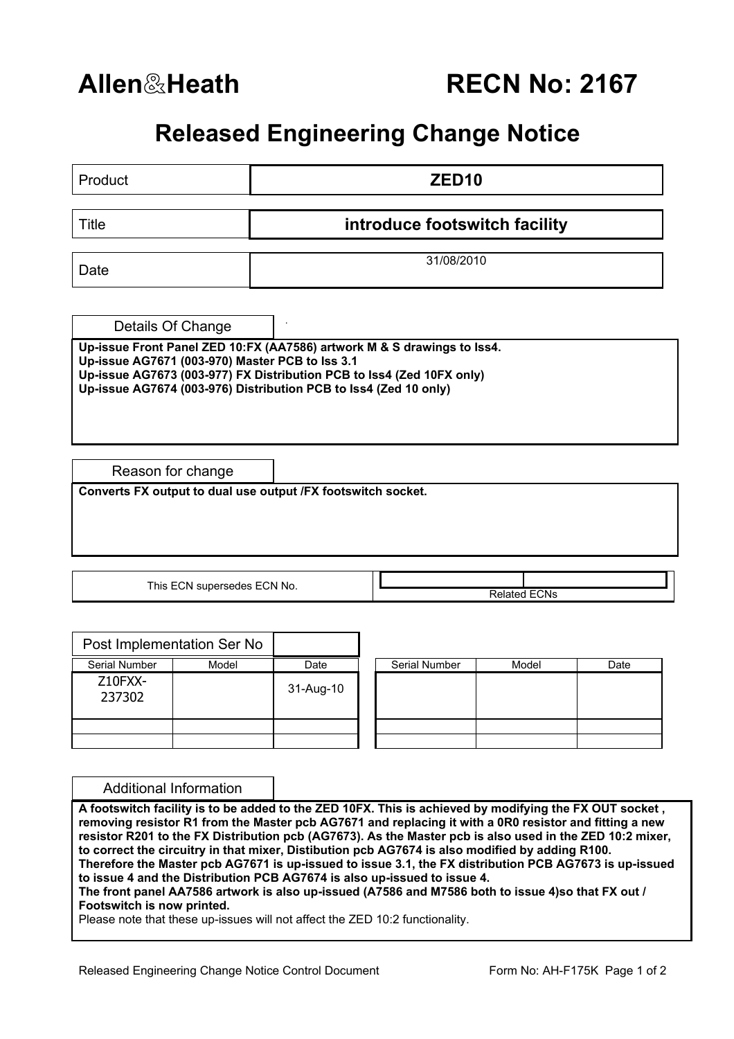# Allen&Heath RECN No: 2167

## Released Engineering Change Notice

| Product | **ZED10** |
|---|---|
| Title | **introduce footswitch facility** |
| Date | 31/08/2010 |

### Details Of Change

**Up-issue Front Panel ZED 10:FX (AA7586) artwork M & S drawings to Iss4.**
**Up-issue AG7671 (003-970) Master PCB to Iss 3.1**
**Up-issue AG7673 (003-977) FX Distribution PCB to Iss4 (Zed 10FX only)**
**Up-issue AG7674 (003-976) Distribution PCB to Iss4 (Zed 10 only)**

### Reason for change

**Converts FX output to dual use output /FX footswitch socket.**

| This ECN supersedes ECN No. | Related ECNs |
|---|---|
| | |

### Post Implementation Ser No

| Serial Number | Model | Date |
|---|---|---|
| Z10FXX-237302 | | 31-Aug-10 |
| | | |
| | | |

| Serial Number | Model | Date |
|---|---|---|
| | | |
| | | |
| | | |

### Additional Information

**A footswitch facility is to be added to the ZED 10FX. This is achieved by modifying the FX OUT socket , removing resistor R1 from the Master pcb AG7671 and replacing it with a 0R0 resistor and fitting a new resistor R201 to the FX Distribution pcb (AG7673). As the Master pcb is also used in the ZED 10:2 mixer, to correct the circuitry in that mixer, Distibution pcb AG7674 is also modified by adding R100.**
**Therefore the Master pcb AG7671 is up-issued to issue 3.1, the FX distribution PCB AG7673 is up-issued to issue 4 and the Distribution PCB AG7674 is also up-issued to issue 4.**
**The front panel AA7586 artwork is also up-issued (A7586 and M7586 both to issue 4)so that FX out / Footswitch is now printed.**
Please note that these up-issues will not affect the ZED 10:2 functionality.

Released Engineering Change Notice Control Document — Form No: AH-F175K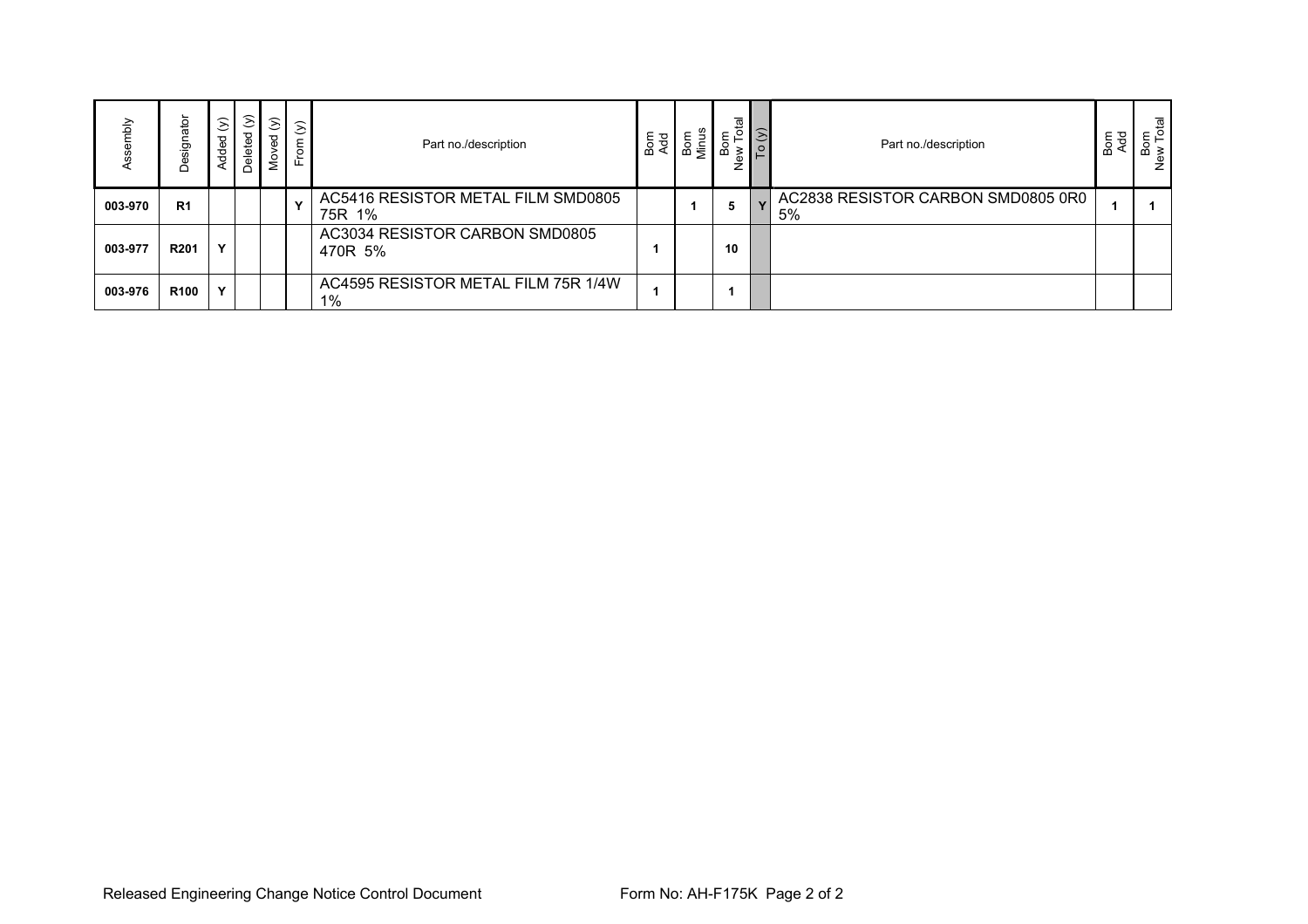| Assembly | Designator | Added (y) | Deleted (y) | Moved (y) | From (y) | Part no./description | Bom Add | Bom Minus | Bom New Total | To (y) | Part no./description | Bom Add | Bom New Total |
|---|---|---|---|---|---|---|---|---|---|---|---|---|---|
| **003-970** | **R1** | | | | **Y** | AC5416 RESISTOR METAL FILM SMD0805 75R 1% | | **1** | **5** | **Y** | AC2838 RESISTOR CARBON SMD0805 0R0 5% | **1** | **1** |
| **003-977** | **R201** | **Y** | | | | AC3034 RESISTOR CARBON SMD0805 470R 5% | **1** | | **10** | | | | |
| **003-976** | **R100** | **Y** | | | | AC4595 RESISTOR METAL FILM 75R 1/4W 1% | **1** | | **1** | | | | |

Released Engineering Change Notice Control Document

Form No: AH-F175K